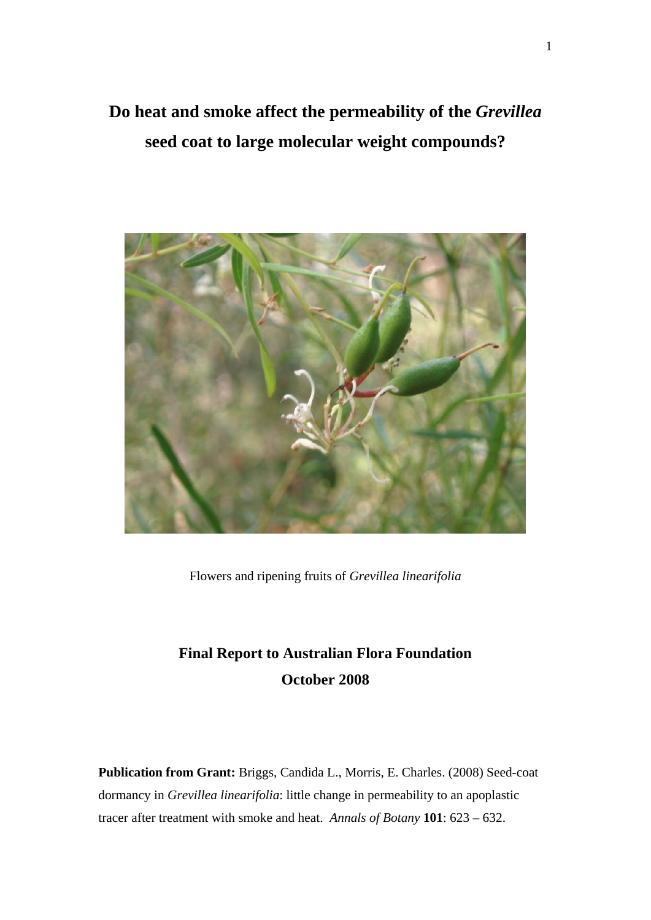# Do heat and smoke affect the permeability of the *Grevillea* seed coat to large molecular weight compounds?

Flowers and ripening fruits of *Grevillea linearifolia*

## Final Report to Australian Flora Foundation
## October 2008

**Publication from Grant:** Briggs, Candida L., Morris, E. Charles. (2008) Seed-coat dormancy in *Grevillea linearifolia*: little change in permeability to an apoplastic tracer after treatment with smoke and heat. *Annals of Botany* **101**: 623 – 632.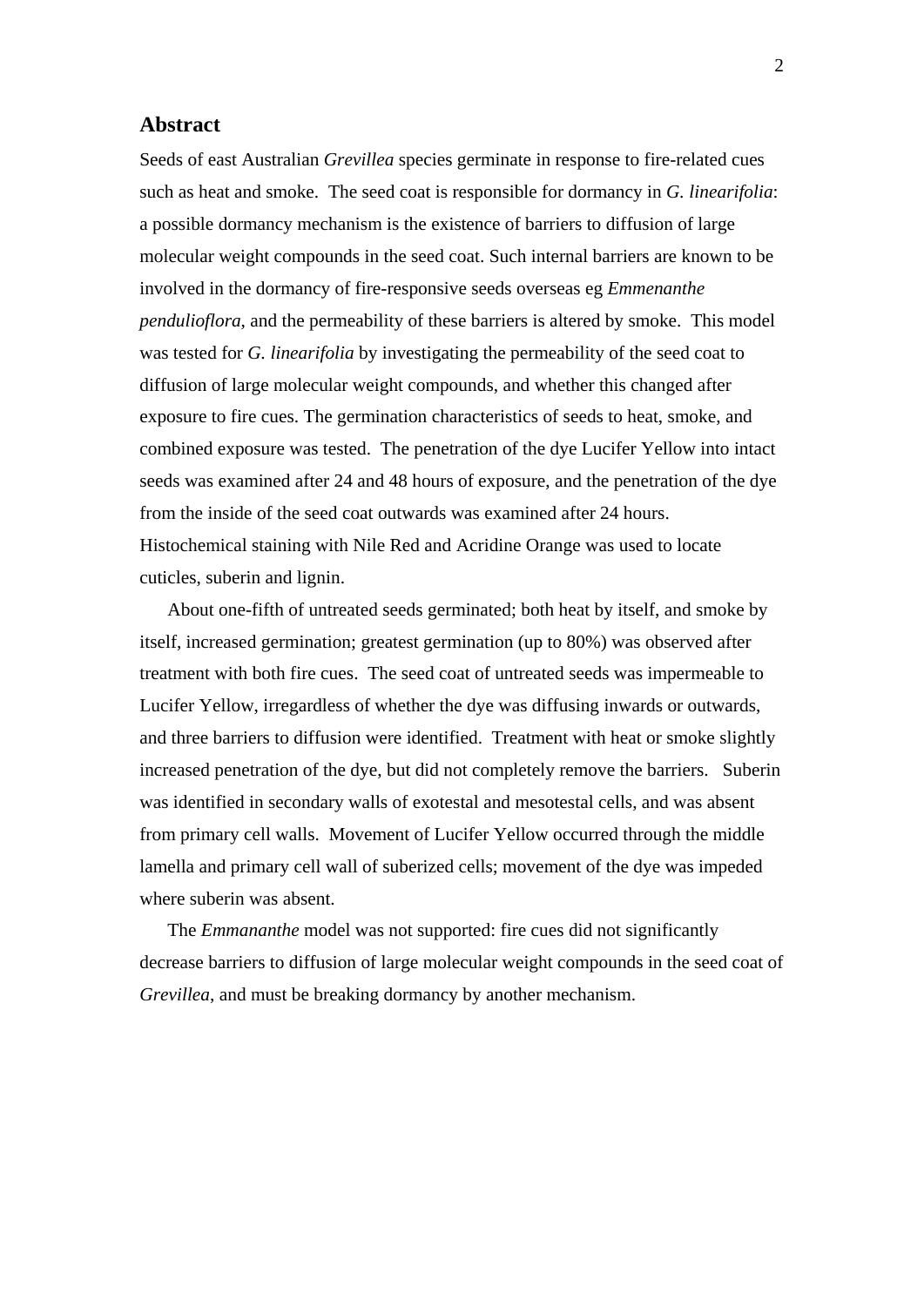## Abstract

Seeds of east Australian *Grevillea* species germinate in response to fire-related cues such as heat and smoke. The seed coat is responsible for dormancy in *G. linearifolia*: a possible dormancy mechanism is the existence of barriers to diffusion of large molecular weight compounds in the seed coat. Such internal barriers are known to be involved in the dormancy of fire-responsive seeds overseas eg *Emmenanthe penduliflora*, and the permeability of these barriers is altered by smoke. This model was tested for *G. linearifolia* by investigating the permeability of the seed coat to diffusion of large molecular weight compounds, and whether this changed after exposure to fire cues. The germination characteristics of seeds to heat, smoke, and combined exposure was tested. The penetration of the dye Lucifer Yellow into intact seeds was examined after 24 and 48 hours of exposure, and the penetration of the dye from the inside of the seed coat outwards was examined after 24 hours. Histochemical staining with Nile Red and Acridine Orange was used to locate cuticles, suberin and lignin.

About one-fifth of untreated seeds germinated; both heat by itself, and smoke by itself, increased germination; greatest germination (up to 80%) was observed after treatment with both fire cues. The seed coat of untreated seeds was impermeable to Lucifer Yellow, irregardless of whether the dye was diffusing inwards or outwards, and three barriers to diffusion were identified. Treatment with heat or smoke slightly increased penetration of the dye, but did not completely remove the barriers. Suberin was identified in secondary walls of exotestal and mesotestal cells, and was absent from primary cell walls. Movement of Lucifer Yellow occurred through the middle lamella and primary cell wall of suberized cells; movement of the dye was impeded where suberin was absent.

The *Emmananthe* model was not supported: fire cues did not significantly decrease barriers to diffusion of large molecular weight compounds in the seed coat of *Grevillea*, and must be breaking dormancy by another mechanism.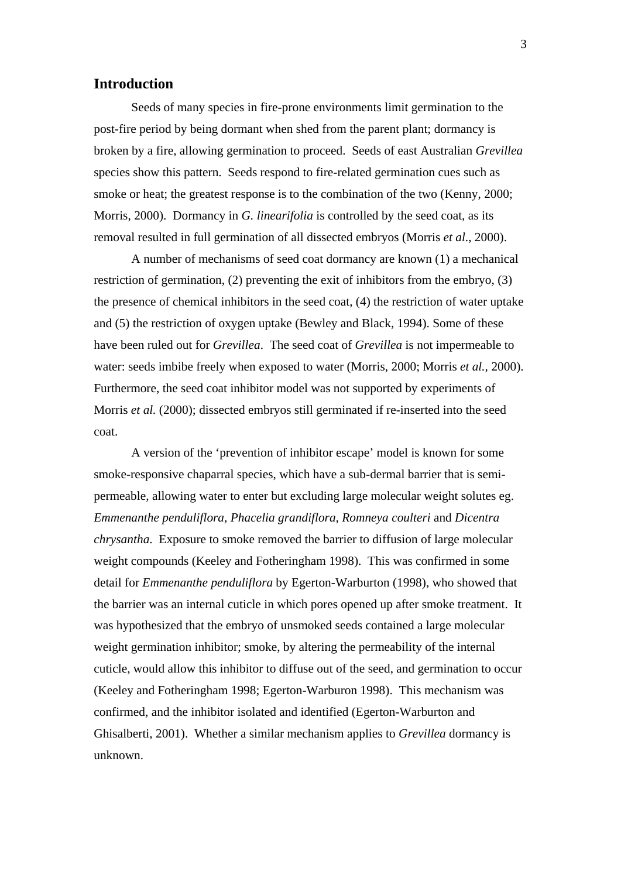## Introduction

Seeds of many species in fire-prone environments limit germination to the post-fire period by being dormant when shed from the parent plant; dormancy is broken by a fire, allowing germination to proceed. Seeds of east Australian *Grevillea* species show this pattern. Seeds respond to fire-related germination cues such as smoke or heat; the greatest response is to the combination of the two (Kenny, 2000; Morris, 2000). Dormancy in *G. linearifolia* is controlled by the seed coat, as its removal resulted in full germination of all dissected embryos (Morris *et al*., 2000).

A number of mechanisms of seed coat dormancy are known (1) a mechanical restriction of germination, (2) preventing the exit of inhibitors from the embryo, (3) the presence of chemical inhibitors in the seed coat, (4) the restriction of water uptake and (5) the restriction of oxygen uptake (Bewley and Black, 1994). Some of these have been ruled out for *Grevillea*. The seed coat of *Grevillea* is not impermeable to water: seeds imbibe freely when exposed to water (Morris, 2000; Morris *et al.*, 2000). Furthermore, the seed coat inhibitor model was not supported by experiments of Morris *et al.* (2000); dissected embryos still germinated if re-inserted into the seed coat.

A version of the 'prevention of inhibitor escape' model is known for some smoke-responsive chaparral species, which have a sub-dermal barrier that is semi-permeable, allowing water to enter but excluding large molecular weight solutes eg. *Emmenanthe penduliflora, Phacelia grandiflora, Romneya coulteri* and *Dicentra chrysantha*. Exposure to smoke removed the barrier to diffusion of large molecular weight compounds (Keeley and Fotheringham 1998). This was confirmed in some detail for *Emmenanthe penduliflora* by Egerton-Warburton (1998), who showed that the barrier was an internal cuticle in which pores opened up after smoke treatment. It was hypothesized that the embryo of unsmoked seeds contained a large molecular weight germination inhibitor; smoke, by altering the permeability of the internal cuticle, would allow this inhibitor to diffuse out of the seed, and germination to occur (Keeley and Fotheringham 1998; Egerton-Warburon 1998). This mechanism was confirmed, and the inhibitor isolated and identified (Egerton-Warburton and Ghisalberti, 2001). Whether a similar mechanism applies to *Grevillea* dormancy is unknown.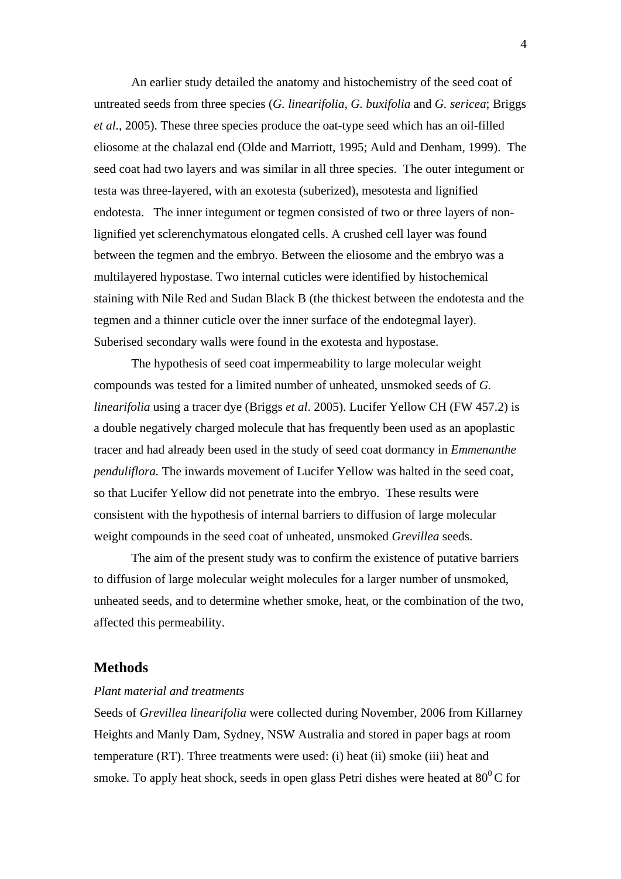An earlier study detailed the anatomy and histochemistry of the seed coat of untreated seeds from three species (*G. linearifolia, G. buxifolia* and *G. sericea*; Briggs *et al.*, 2005). These three species produce the oat-type seed which has an oil-filled eliosome at the chalazal end (Olde and Marriott, 1995; Auld and Denham, 1999). The seed coat had two layers and was similar in all three species. The outer integument or testa was three-layered, with an exotesta (suberized), mesotesta and lignified endotesta. The inner integument or tegmen consisted of two or three layers of non-lignified yet sclerenchymatous elongated cells. A crushed cell layer was found between the tegmen and the embryo. Between the eliosome and the embryo was a multilayered hypostase. Two internal cuticles were identified by histochemical staining with Nile Red and Sudan Black B (the thickest between the endotesta and the tegmen and a thinner cuticle over the inner surface of the endotegmal layer). Suberised secondary walls were found in the exotesta and hypostase.

The hypothesis of seed coat impermeability to large molecular weight compounds was tested for a limited number of unheated, unsmoked seeds of *G. linearifolia* using a tracer dye (Briggs *et al*. 2005). Lucifer Yellow CH (FW 457.2) is a double negatively charged molecule that has frequently been used as an apoplastic tracer and had already been used in the study of seed coat dormancy in *Emmenanthe penduliflora.* The inwards movement of Lucifer Yellow was halted in the seed coat, so that Lucifer Yellow did not penetrate into the embryo. These results were consistent with the hypothesis of internal barriers to diffusion of large molecular weight compounds in the seed coat of unheated, unsmoked *Grevillea* seeds.

The aim of the present study was to confirm the existence of putative barriers to diffusion of large molecular weight molecules for a larger number of unsmoked, unheated seeds, and to determine whether smoke, heat, or the combination of the two, affected this permeability.

## Methods

*Plant material and treatments*

Seeds of *Grevillea linearifolia* were collected during November, 2006 from Killarney Heights and Manly Dam, Sydney, NSW Australia and stored in paper bags at room temperature (RT). Three treatments were used: (i) heat (ii) smoke (iii) heat and smoke. To apply heat shock, seeds in open glass Petri dishes were heated at $80^0$ C for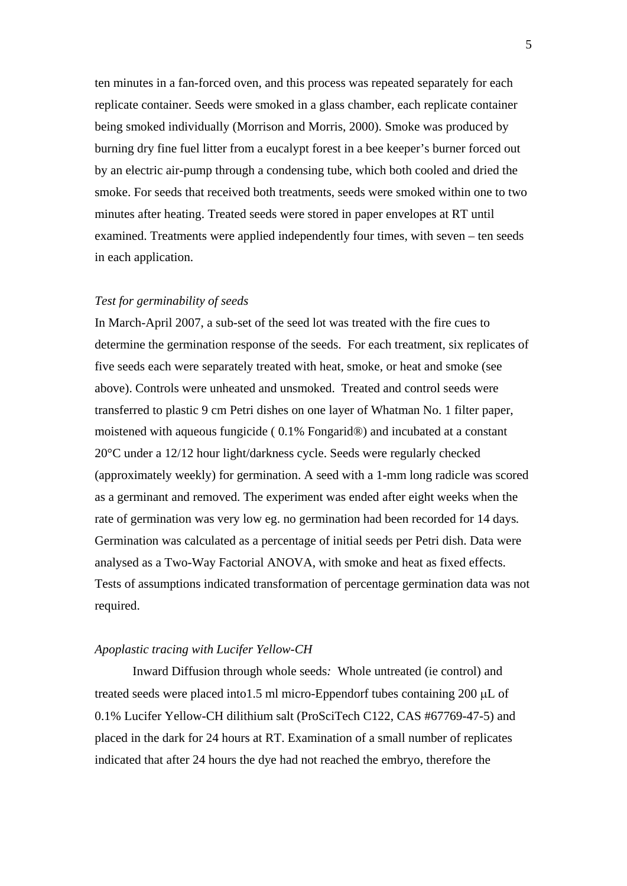ten minutes in a fan-forced oven, and this process was repeated separately for each replicate container. Seeds were smoked in a glass chamber, each replicate container being smoked individually (Morrison and Morris, 2000). Smoke was produced by burning dry fine fuel litter from a eucalypt forest in a bee keeper's burner forced out by an electric air-pump through a condensing tube, which both cooled and dried the smoke. For seeds that received both treatments, seeds were smoked within one to two minutes after heating. Treated seeds were stored in paper envelopes at RT until examined. Treatments were applied independently four times, with seven – ten seeds in each application.

*Test for germinability of seeds*

In March-April 2007, a sub-set of the seed lot was treated with the fire cues to determine the germination response of the seeds. For each treatment, six replicates of five seeds each were separately treated with heat, smoke, or heat and smoke (see above). Controls were unheated and unsmoked. Treated and control seeds were transferred to plastic 9 cm Petri dishes on one layer of Whatman No. 1 filter paper, moistened with aqueous fungicide ( 0.1% Fongarid®) and incubated at a constant 20°C under a 12/12 hour light/darkness cycle. Seeds were regularly checked (approximately weekly) for germination. A seed with a 1-mm long radicle was scored as a germinant and removed. The experiment was ended after eight weeks when the rate of germination was very low eg. no germination had been recorded for 14 days. Germination was calculated as a percentage of initial seeds per Petri dish. Data were analysed as a Two-Way Factorial ANOVA, with smoke and heat as fixed effects. Tests of assumptions indicated transformation of percentage germination data was not required.

*Apoplastic tracing with Lucifer Yellow-CH*

Inward Diffusion through whole seeds*:* Whole untreated (ie control) and treated seeds were placed into1.5 ml micro-Eppendorf tubes containing 200 μL of 0.1% Lucifer Yellow-CH dilithium salt (ProSciTech C122, CAS #67769-47-5) and placed in the dark for 24 hours at RT. Examination of a small number of replicates indicated that after 24 hours the dye had not reached the embryo, therefore the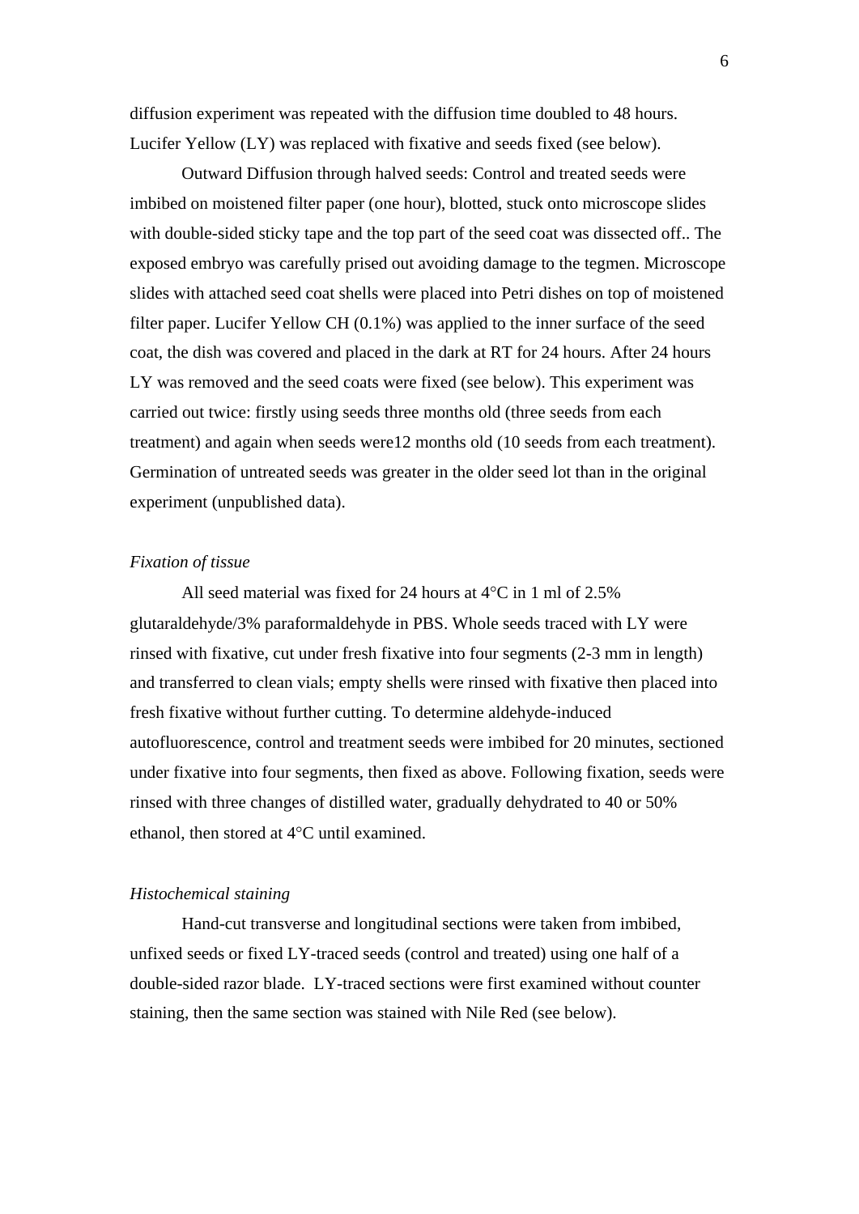diffusion experiment was repeated with the diffusion time doubled to 48 hours. Lucifer Yellow (LY) was replaced with fixative and seeds fixed (see below).

Outward Diffusion through halved seeds: Control and treated seeds were imbibed on moistened filter paper (one hour), blotted, stuck onto microscope slides with double-sided sticky tape and the top part of the seed coat was dissected off.. The exposed embryo was carefully prised out avoiding damage to the tegmen. Microscope slides with attached seed coat shells were placed into Petri dishes on top of moistened filter paper. Lucifer Yellow CH (0.1%) was applied to the inner surface of the seed coat, the dish was covered and placed in the dark at RT for 24 hours. After 24 hours LY was removed and the seed coats were fixed (see below). This experiment was carried out twice: firstly using seeds three months old (three seeds from each treatment) and again when seeds were12 months old (10 seeds from each treatment). Germination of untreated seeds was greater in the older seed lot than in the original experiment (unpublished data).

*Fixation of tissue*

All seed material was fixed for 24 hours at 4°C in 1 ml of 2.5% glutaraldehyde/3% paraformaldehyde in PBS. Whole seeds traced with LY were rinsed with fixative, cut under fresh fixative into four segments (2-3 mm in length) and transferred to clean vials; empty shells were rinsed with fixative then placed into fresh fixative without further cutting. To determine aldehyde-induced autofluorescence, control and treatment seeds were imbibed for 20 minutes, sectioned under fixative into four segments, then fixed as above. Following fixation, seeds were rinsed with three changes of distilled water, gradually dehydrated to 40 or 50% ethanol, then stored at 4°C until examined.

*Histochemical staining*

Hand-cut transverse and longitudinal sections were taken from imbibed, unfixed seeds or fixed LY-traced seeds (control and treated) using one half of a double-sided razor blade. LY-traced sections were first examined without counter staining, then the same section was stained with Nile Red (see below).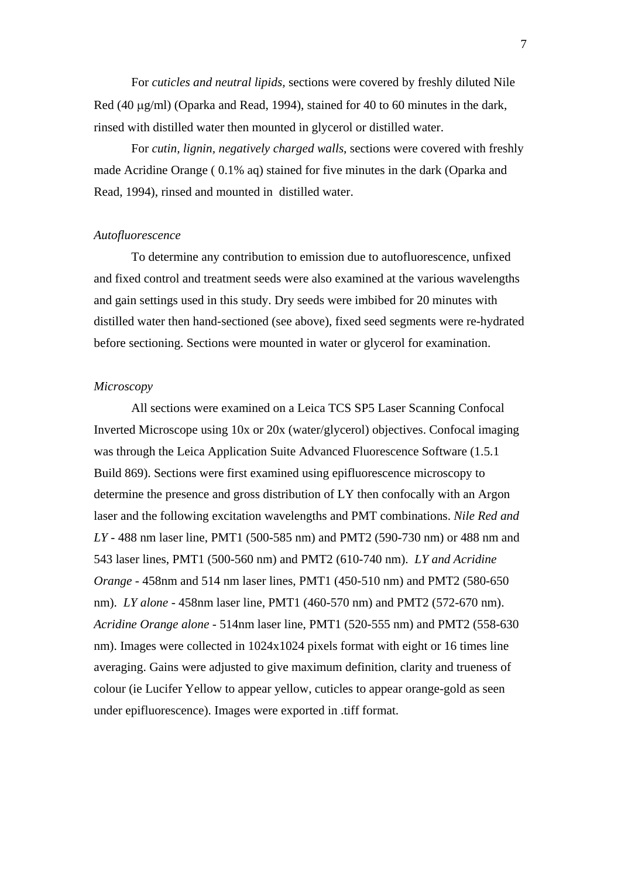For *cuticles and neutral lipids,* sections were covered by freshly diluted Nile Red (40 μg/ml) (Oparka and Read, 1994), stained for 40 to 60 minutes in the dark, rinsed with distilled water then mounted in glycerol or distilled water.

For *cutin, lignin, negatively charged walls*, sections were covered with freshly made Acridine Orange ( 0.1% aq) stained for five minutes in the dark (Oparka and Read, 1994), rinsed and mounted in  distilled water.

*Autofluorescence*

To determine any contribution to emission due to autofluorescence, unfixed and fixed control and treatment seeds were also examined at the various wavelengths and gain settings used in this study. Dry seeds were imbibed for 20 minutes with distilled water then hand-sectioned (see above), fixed seed segments were re-hydrated before sectioning. Sections were mounted in water or glycerol for examination.

*Microscopy*

All sections were examined on a Leica TCS SP5 Laser Scanning Confocal Inverted Microscope using 10x or 20x (water/glycerol) objectives. Confocal imaging was through the Leica Application Suite Advanced Fluorescence Software (1.5.1 Build 869). Sections were first examined using epifluorescence microscopy to determine the presence and gross distribution of LY then confocally with an Argon laser and the following excitation wavelengths and PMT combinations. *Nile Red and LY* - 488 nm laser line, PMT1 (500-585 nm) and PMT2 (590-730 nm) or 488 nm and 543 laser lines, PMT1 (500-560 nm) and PMT2 (610-740 nm).  *LY and Acridine Orange* - 458nm and 514 nm laser lines, PMT1 (450-510 nm) and PMT2 (580-650 nm).  *LY alone* - 458nm laser line, PMT1 (460-570 nm) and PMT2 (572-670 nm). *Acridine Orange alone* - 514nm laser line, PMT1 (520-555 nm) and PMT2 (558-630 nm). Images were collected in 1024x1024 pixels format with eight or 16 times line averaging. Gains were adjusted to give maximum definition, clarity and trueness of colour (ie Lucifer Yellow to appear yellow, cuticles to appear orange-gold as seen under epifluorescence). Images were exported in .tiff format.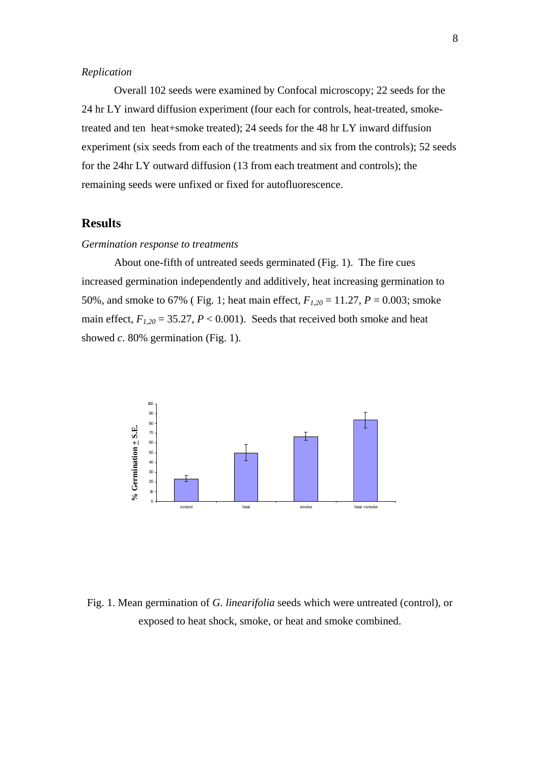*Replication*

Overall 102 seeds were examined by Confocal microscopy; 22 seeds for the 24 hr LY inward diffusion experiment (four each for controls, heat-treated, smoke-treated and ten heat+smoke treated); 24 seeds for the 48 hr LY inward diffusion experiment (six seeds from each of the treatments and six from the controls); 52 seeds for the 24hr LY outward diffusion (13 from each treatment and controls); the remaining seeds were unfixed or fixed for autofluorescence.

## Results

*Germination response to treatments*

About one-fifth of untreated seeds germinated (Fig. 1). The fire cues increased germination independently and additively, heat increasing germination to 50%, and smoke to 67% ( Fig. 1; heat main effect, $F_{1,20} = 11.27$, $P = 0.003$; smoke main effect, $F_{1,20} = 35.27$, $P < 0.001$). Seeds that received both smoke and heat showed *c*. 80% germination (Fig. 1).

Fig. 1. Mean germination of *G. linearifolia* seeds which were untreated (control), or exposed to heat shock, smoke, or heat and smoke combined.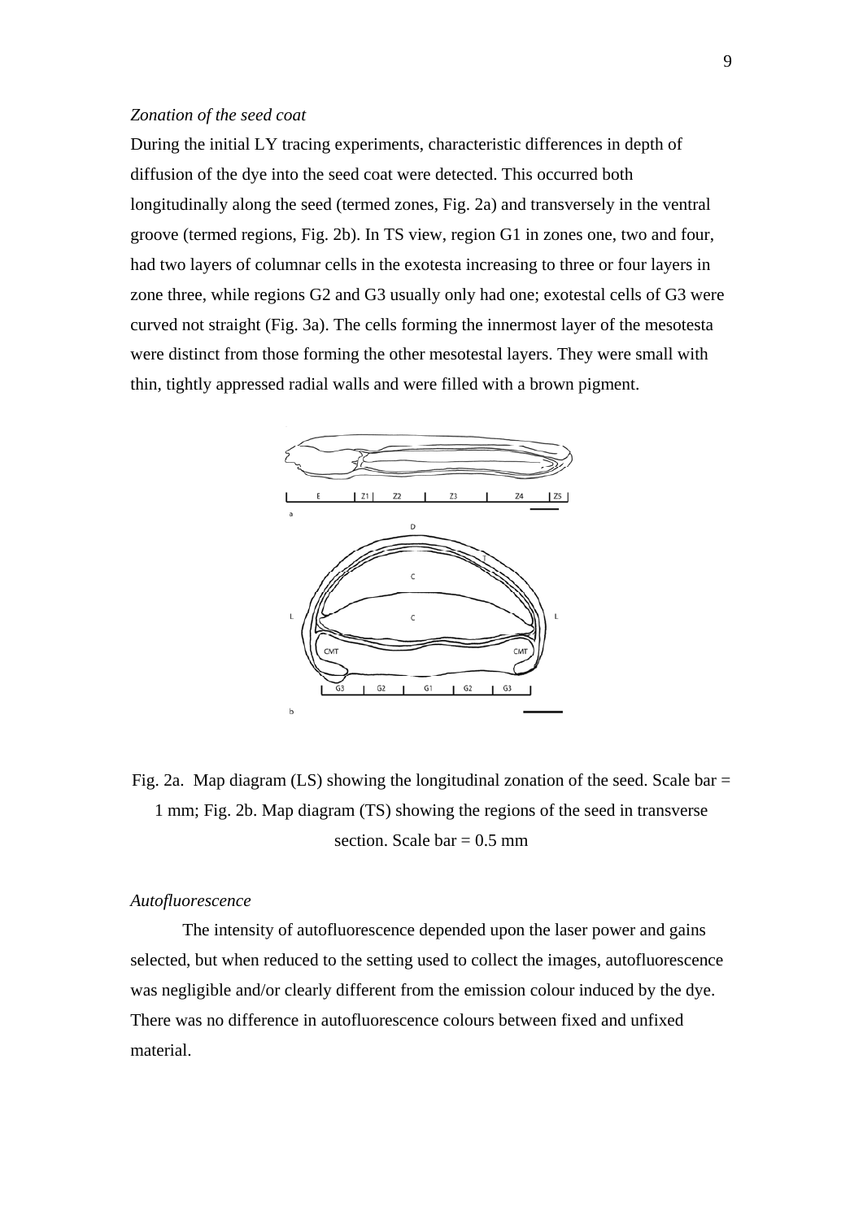*Zonation of the seed coat*

During the initial LY tracing experiments, characteristic differences in depth of diffusion of the dye into the seed coat were detected. This occurred both longitudinally along the seed (termed zones, Fig. 2a) and transversely in the ventral groove (termed regions, Fig. 2b). In TS view, region G1 in zones one, two and four, had two layers of columnar cells in the exotesta increasing to three or four layers in zone three, while regions G2 and G3 usually only had one; exotestal cells of G3 were curved not straight (Fig. 3a). The cells forming the innermost layer of the mesotesta were distinct from those forming the other mesotestal layers. They were small with thin, tightly appressed radial walls and were filled with a brown pigment.

Fig. 2a. Map diagram (LS) showing the longitudinal zonation of the seed. Scale bar = 1 mm; Fig. 2b. Map diagram (TS) showing the regions of the seed in transverse section. Scale bar = 0.5 mm

*Autofluorescence*

The intensity of autofluorescence depended upon the laser power and gains selected, but when reduced to the setting used to collect the images, autofluorescence was negligible and/or clearly different from the emission colour induced by the dye. There was no difference in autofluorescence colours between fixed and unfixed material.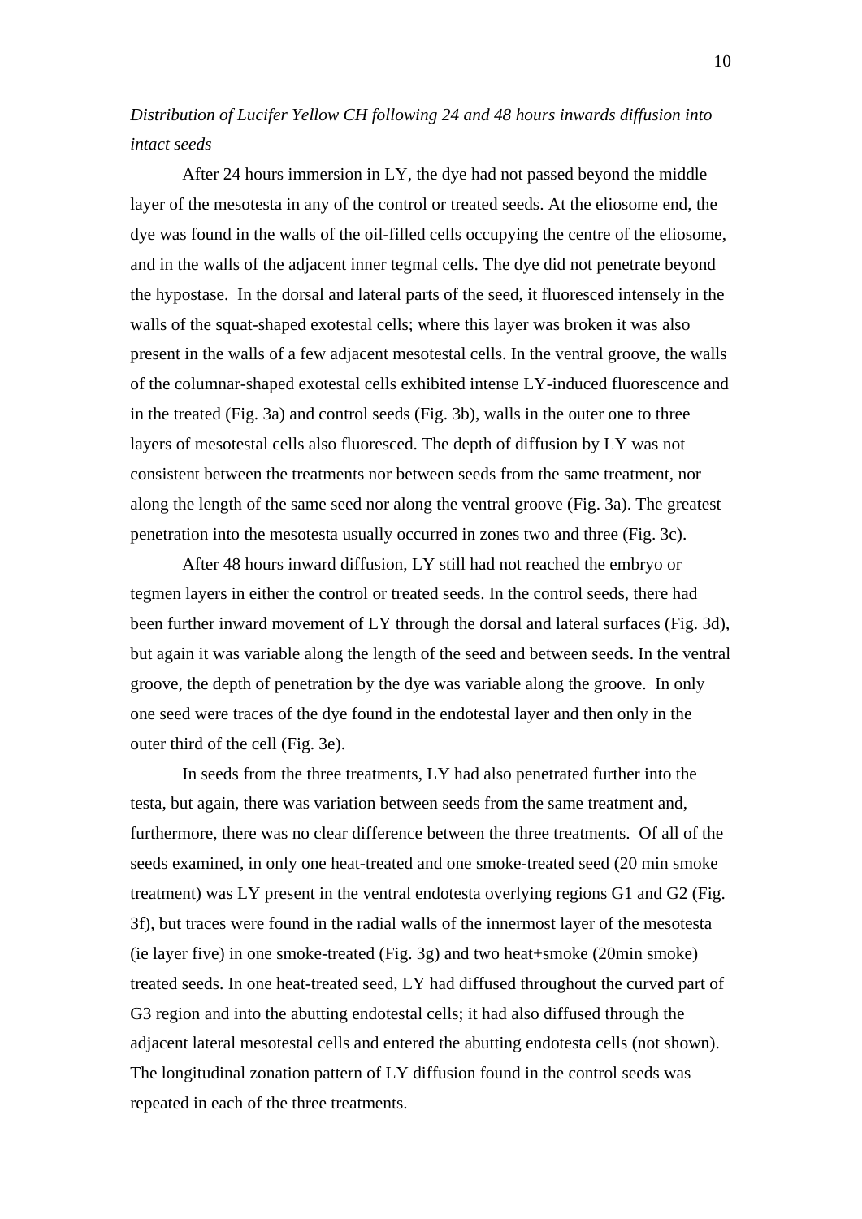*Distribution of Lucifer Yellow CH following 24 and 48 hours inwards diffusion into intact seeds*

After 24 hours immersion in LY, the dye had not passed beyond the middle layer of the mesotesta in any of the control or treated seeds. At the eliosome end, the dye was found in the walls of the oil-filled cells occupying the centre of the eliosome, and in the walls of the adjacent inner tegmal cells. The dye did not penetrate beyond the hypostase. In the dorsal and lateral parts of the seed, it fluoresced intensely in the walls of the squat-shaped exotestal cells; where this layer was broken it was also present in the walls of a few adjacent mesotestal cells. In the ventral groove, the walls of the columnar-shaped exotestal cells exhibited intense LY-induced fluorescence and in the treated (Fig. 3a) and control seeds (Fig. 3b), walls in the outer one to three layers of mesotestal cells also fluoresced. The depth of diffusion by LY was not consistent between the treatments nor between seeds from the same treatment, nor along the length of the same seed nor along the ventral groove (Fig. 3a). The greatest penetration into the mesotesta usually occurred in zones two and three (Fig. 3c).

After 48 hours inward diffusion, LY still had not reached the embryo or tegmen layers in either the control or treated seeds. In the control seeds, there had been further inward movement of LY through the dorsal and lateral surfaces (Fig. 3d), but again it was variable along the length of the seed and between seeds. In the ventral groove, the depth of penetration by the dye was variable along the groove. In only one seed were traces of the dye found in the endotestal layer and then only in the outer third of the cell (Fig. 3e).

In seeds from the three treatments, LY had also penetrated further into the testa, but again, there was variation between seeds from the same treatment and, furthermore, there was no clear difference between the three treatments. Of all of the seeds examined, in only one heat-treated and one smoke-treated seed (20 min smoke treatment) was LY present in the ventral endotesta overlying regions G1 and G2 (Fig. 3f), but traces were found in the radial walls of the innermost layer of the mesotesta (ie layer five) in one smoke-treated (Fig. 3g) and two heat+smoke (20min smoke) treated seeds. In one heat-treated seed, LY had diffused throughout the curved part of G3 region and into the abutting endotestal cells; it had also diffused through the adjacent lateral mesotestal cells and entered the abutting endotesta cells (not shown). The longitudinal zonation pattern of LY diffusion found in the control seeds was repeated in each of the three treatments.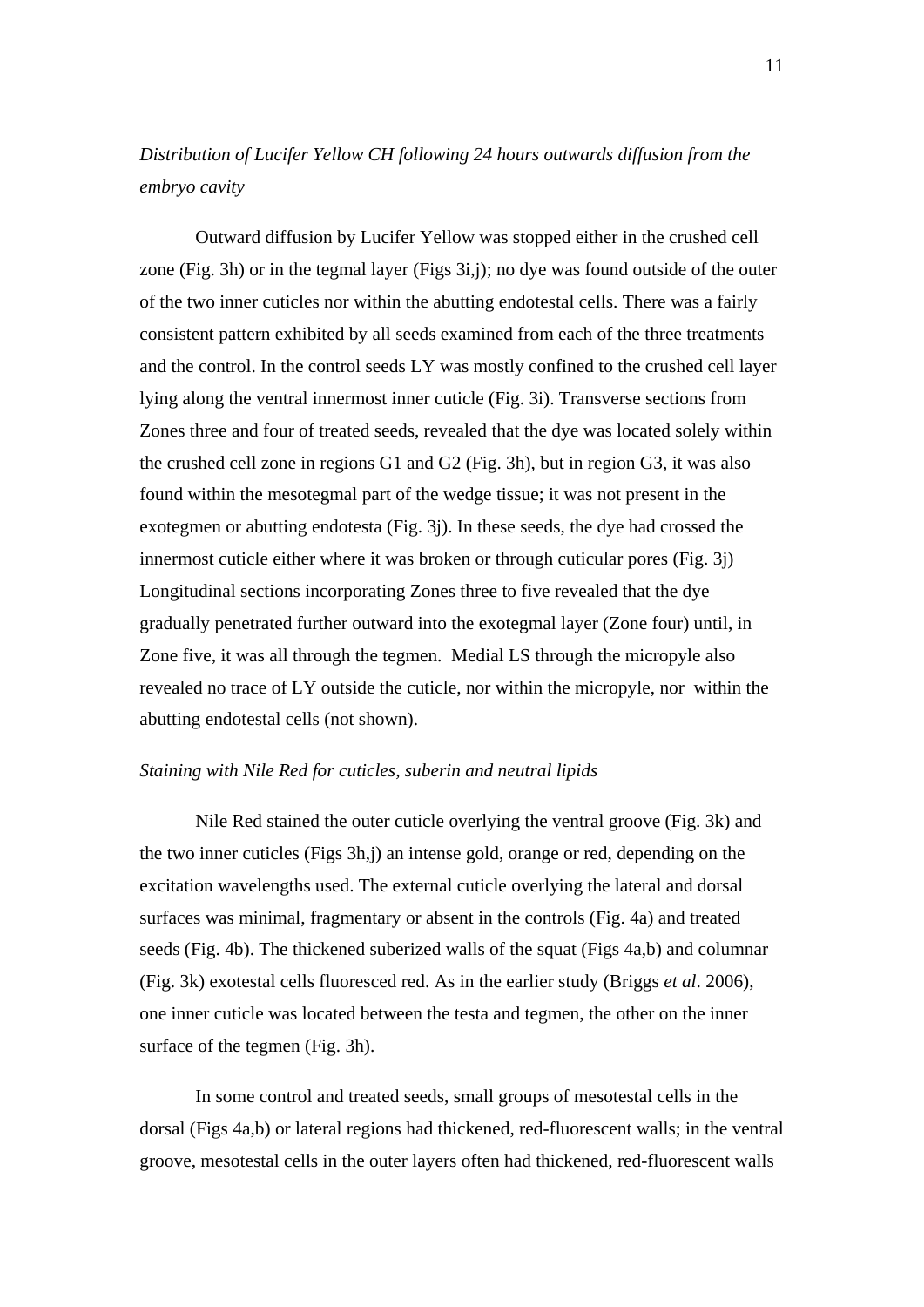*Distribution of Lucifer Yellow CH following 24 hours outwards diffusion from the embryo cavity*

Outward diffusion by Lucifer Yellow was stopped either in the crushed cell zone (Fig. 3h) or in the tegmal layer (Figs 3i,j); no dye was found outside of the outer of the two inner cuticles nor within the abutting endotestal cells. There was a fairly consistent pattern exhibited by all seeds examined from each of the three treatments and the control. In the control seeds LY was mostly confined to the crushed cell layer lying along the ventral innermost inner cuticle (Fig. 3i). Transverse sections from Zones three and four of treated seeds, revealed that the dye was located solely within the crushed cell zone in regions G1 and G2 (Fig. 3h), but in region G3, it was also found within the mesotegmal part of the wedge tissue; it was not present in the exotegmen or abutting endotesta (Fig. 3j). In these seeds, the dye had crossed the innermost cuticle either where it was broken or through cuticular pores (Fig. 3j) Longitudinal sections incorporating Zones three to five revealed that the dye gradually penetrated further outward into the exotegmal layer (Zone four) until, in Zone five, it was all through the tegmen. Medial LS through the micropyle also revealed no trace of LY outside the cuticle, nor within the micropyle, nor within the abutting endotestal cells (not shown).

*Staining with Nile Red for cuticles, suberin and neutral lipids*

Nile Red stained the outer cuticle overlying the ventral groove (Fig. 3k) and the two inner cuticles (Figs 3h,j) an intense gold, orange or red, depending on the excitation wavelengths used. The external cuticle overlying the lateral and dorsal surfaces was minimal, fragmentary or absent in the controls (Fig. 4a) and treated seeds (Fig. 4b). The thickened suberized walls of the squat (Figs 4a,b) and columnar (Fig. 3k) exotestal cells fluoresced red. As in the earlier study (Briggs *et al*. 2006), one inner cuticle was located between the testa and tegmen, the other on the inner surface of the tegmen (Fig. 3h).

In some control and treated seeds, small groups of mesotestal cells in the dorsal (Figs 4a,b) or lateral regions had thickened, red-fluorescent walls; in the ventral groove, mesotestal cells in the outer layers often had thickened, red-fluorescent walls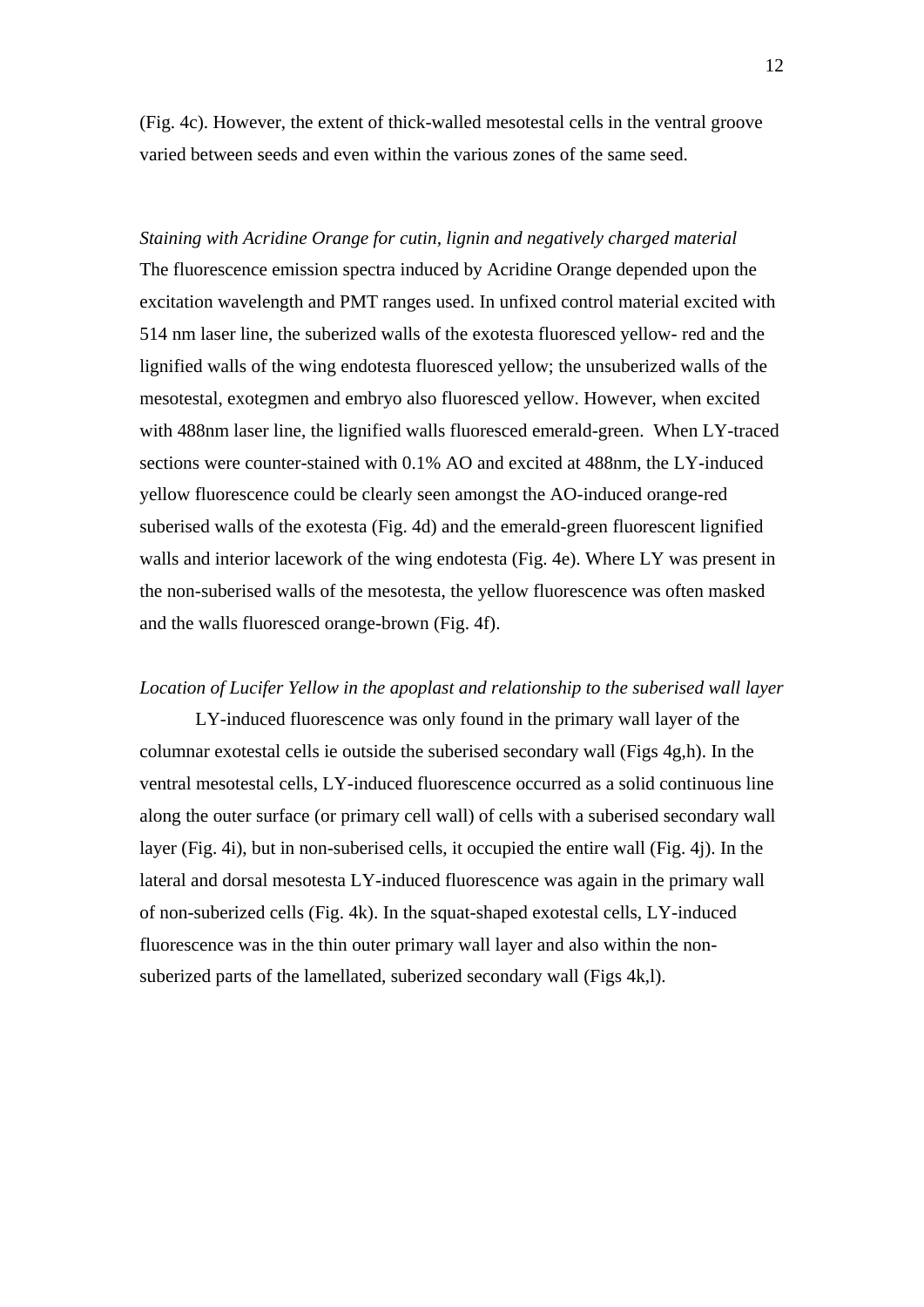(Fig. 4c). However, the extent of thick-walled mesotestal cells in the ventral groove varied between seeds and even within the various zones of the same seed.

*Staining with Acridine Orange for cutin, lignin and negatively charged material*
The fluorescence emission spectra induced by Acridine Orange depended upon the excitation wavelength and PMT ranges used. In unfixed control material excited with 514 nm laser line, the suberized walls of the exotesta fluoresced yellow- red and the lignified walls of the wing endotesta fluoresced yellow; the unsuberized walls of the mesotestal, exotegmen and embryo also fluoresced yellow. However, when excited with 488nm laser line, the lignified walls fluoresced emerald-green. When LY-traced sections were counter-stained with 0.1% AO and excited at 488nm, the LY-induced yellow fluorescence could be clearly seen amongst the AO-induced orange-red suberised walls of the exotesta (Fig. 4d) and the emerald-green fluorescent lignified walls and interior lacework of the wing endotesta (Fig. 4e). Where LY was present in the non-suberised walls of the mesotesta, the yellow fluorescence was often masked and the walls fluoresced orange-brown (Fig. 4f).

*Location of Lucifer Yellow in the apoplast and relationship to the suberised wall layer*

LY-induced fluorescence was only found in the primary wall layer of the columnar exotestal cells ie outside the suberised secondary wall (Figs 4g,h). In the ventral mesotestal cells, LY-induced fluorescence occurred as a solid continuous line along the outer surface (or primary cell wall) of cells with a suberised secondary wall layer (Fig. 4i), but in non-suberised cells, it occupied the entire wall (Fig. 4j). In the lateral and dorsal mesotesta LY-induced fluorescence was again in the primary wall of non-suberized cells (Fig. 4k). In the squat-shaped exotestal cells, LY-induced fluorescence was in the thin outer primary wall layer and also within the non-suberized parts of the lamellated, suberized secondary wall (Figs 4k,l).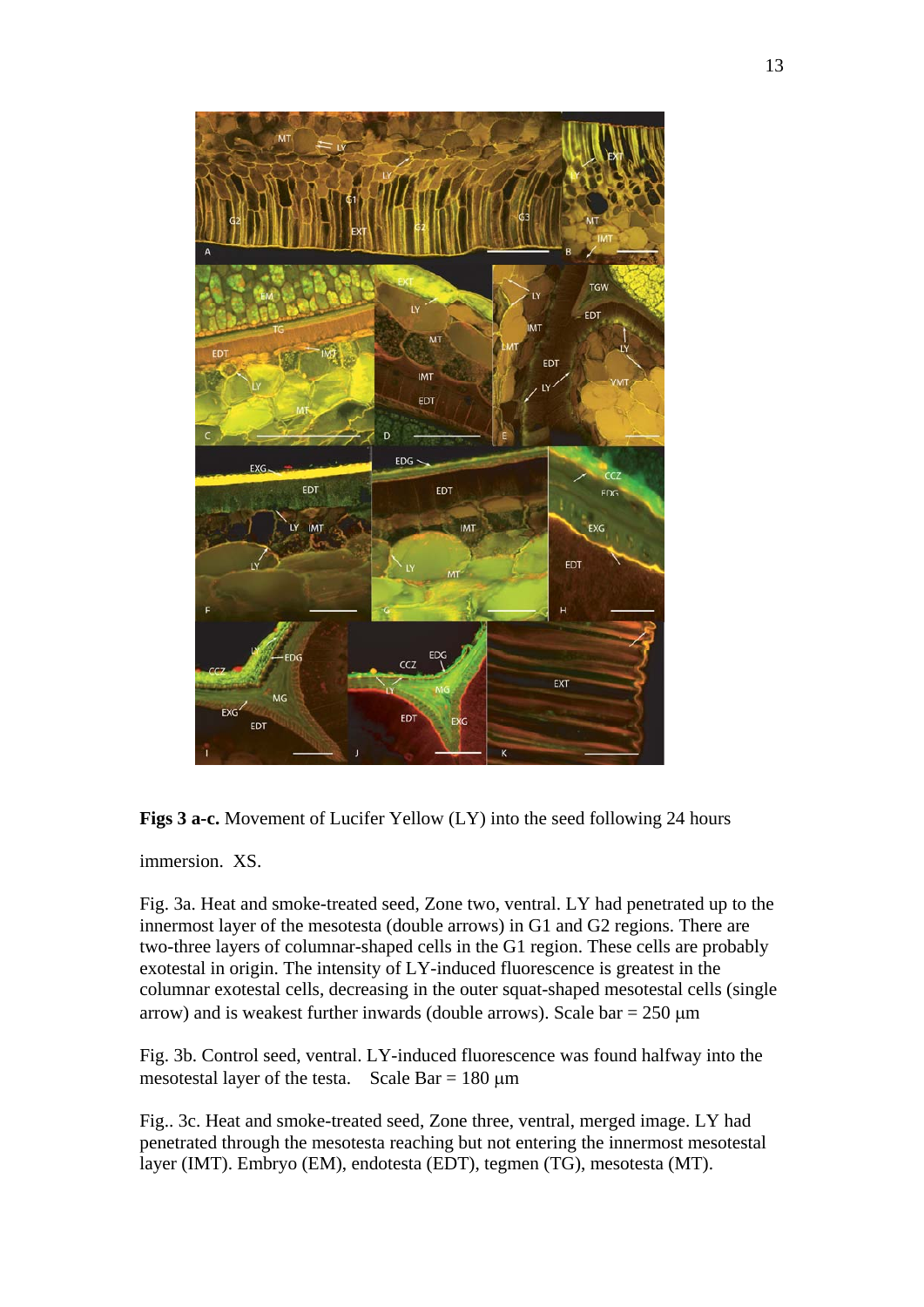**Figs 3 a-c.** Movement of Lucifer Yellow (LY) into the seed following 24 hours immersion. XS.

Fig. 3a. Heat and smoke-treated seed, Zone two, ventral. LY had penetrated up to the innermost layer of the mesotesta (double arrows) in G1 and G2 regions. There are two-three layers of columnar-shaped cells in the G1 region. These cells are probably exotestal in origin. The intensity of LY-induced fluorescence is greatest in the columnar exotestal cells, decreasing in the outer squat-shaped mesotestal cells (single arrow) and is weakest further inwards (double arrows). Scale bar = 250 μm

Fig. 3b. Control seed, ventral. LY-induced fluorescence was found halfway into the mesotestal layer of the testa. Scale Bar = 180 μm

Fig.. 3c. Heat and smoke-treated seed, Zone three, ventral, merged image. LY had penetrated through the mesotesta reaching but not entering the innermost mesotestal layer (IMT). Embryo (EM), endotesta (EDT), tegmen (TG), mesotesta (MT).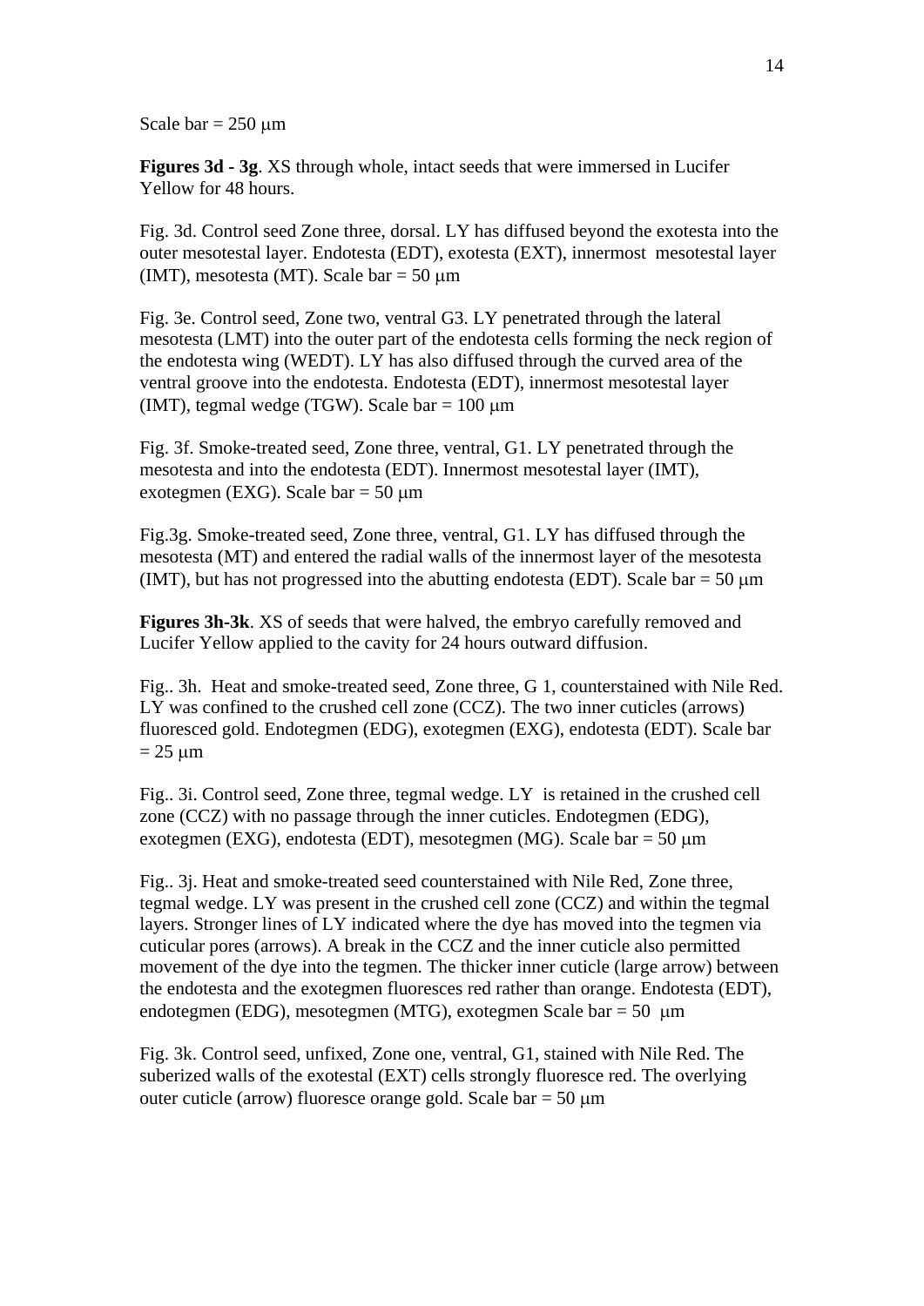Scale bar = 250 μm

**Figures 3d - 3g**. XS through whole, intact seeds that were immersed in Lucifer Yellow for 48 hours.

Fig. 3d. Control seed Zone three, dorsal. LY has diffused beyond the exotesta into the outer mesotestal layer. Endotesta (EDT), exotesta (EXT), innermost mesotestal layer (IMT), mesotesta (MT). Scale bar = 50 μm

Fig. 3e. Control seed, Zone two, ventral G3. LY penetrated through the lateral mesotesta (LMT) into the outer part of the endotesta cells forming the neck region of the endotesta wing (WEDT). LY has also diffused through the curved area of the ventral groove into the endotesta. Endotesta (EDT), innermost mesotestal layer (IMT), tegmal wedge (TGW). Scale bar = 100 μm

Fig. 3f. Smoke-treated seed, Zone three, ventral, G1. LY penetrated through the mesotesta and into the endotesta (EDT). Innermost mesotestal layer (IMT), exotegmen (EXG). Scale bar = 50 μm

Fig.3g. Smoke-treated seed, Zone three, ventral, G1. LY has diffused through the mesotesta (MT) and entered the radial walls of the innermost layer of the mesotesta (IMT), but has not progressed into the abutting endotesta (EDT). Scale bar = 50 μm

**Figures 3h-3k**. XS of seeds that were halved, the embryo carefully removed and Lucifer Yellow applied to the cavity for 24 hours outward diffusion.

Fig.. 3h. Heat and smoke-treated seed, Zone three, G 1, counterstained with Nile Red. LY was confined to the crushed cell zone (CCZ). The two inner cuticles (arrows) fluoresced gold. Endotegmen (EDG), exotegmen (EXG), endotesta (EDT). Scale bar = 25 μm

Fig.. 3i. Control seed, Zone three, tegmal wedge. LY is retained in the crushed cell zone (CCZ) with no passage through the inner cuticles. Endotegmen (EDG), exotegmen (EXG), endotesta (EDT), mesotegmen (MG). Scale bar = 50 μm

Fig.. 3j. Heat and smoke-treated seed counterstained with Nile Red, Zone three, tegmal wedge. LY was present in the crushed cell zone (CCZ) and within the tegmal layers. Stronger lines of LY indicated where the dye has moved into the tegmen via cuticular pores (arrows). A break in the CCZ and the inner cuticle also permitted movement of the dye into the tegmen. The thicker inner cuticle (large arrow) between the endotesta and the exotegmen fluoresces red rather than orange. Endotesta (EDT), endotegmen (EDG), mesotegmen (MTG), exotegmen Scale bar = 50 μm

Fig. 3k. Control seed, unfixed, Zone one, ventral, G1, stained with Nile Red. The suberized walls of the exotestal (EXT) cells strongly fluoresce red. The overlying outer cuticle (arrow) fluoresce orange gold. Scale bar = 50 μm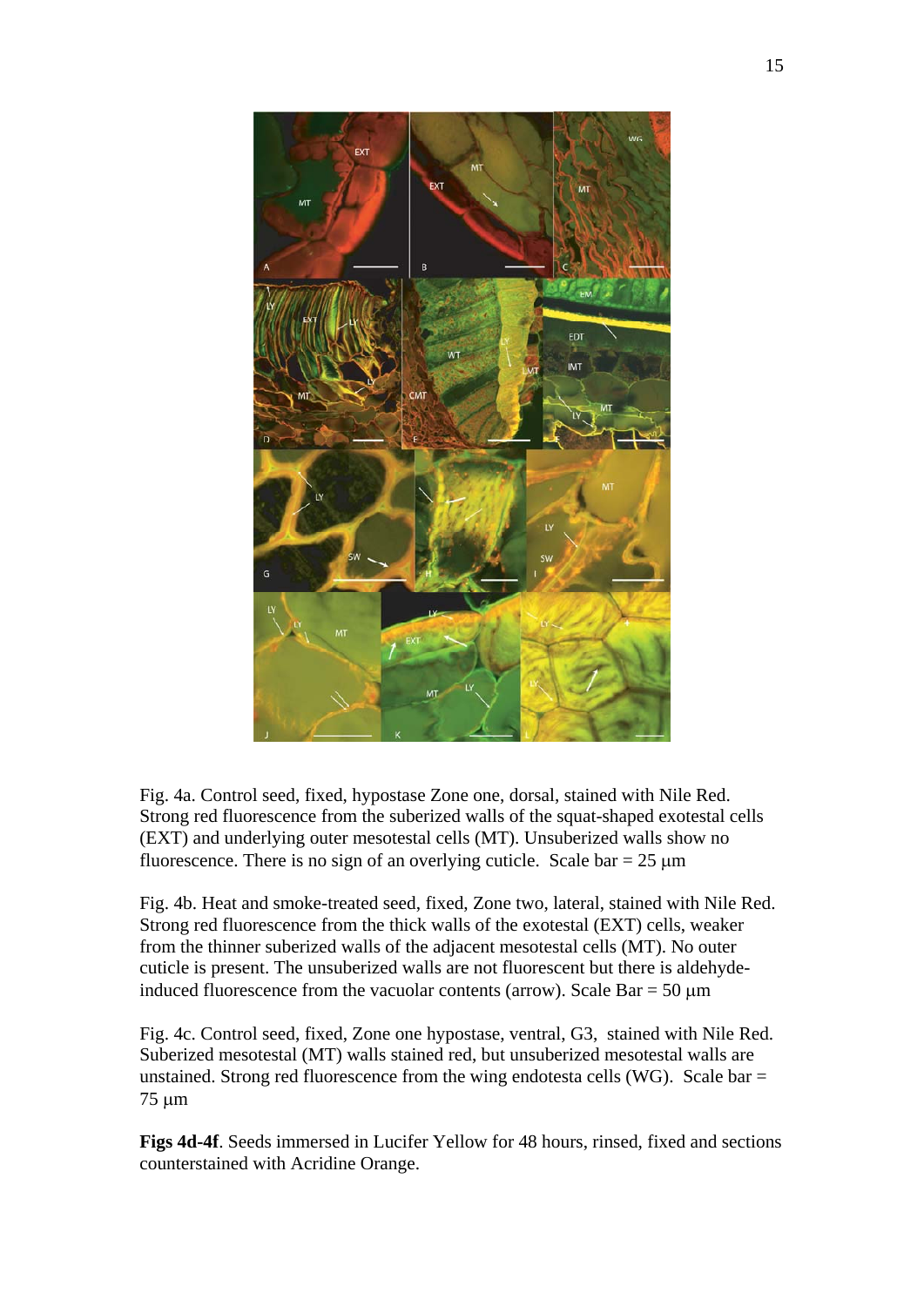Fig. 4a. Control seed, fixed, hypostase Zone one, dorsal, stained with Nile Red. Strong red fluorescence from the suberized walls of the squat-shaped exotestal cells (EXT) and underlying outer mesotestal cells (MT). Unsuberized walls show no fluorescence. There is no sign of an overlying cuticle. Scale bar = 25 µm

Fig. 4b. Heat and smoke-treated seed, fixed, Zone two, lateral, stained with Nile Red. Strong red fluorescence from the thick walls of the exotestal (EXT) cells, weaker from the thinner suberized walls of the adjacent mesotestal cells (MT). No outer cuticle is present. The unsuberized walls are not fluorescent but there is aldehyde-induced fluorescence from the vacuolar contents (arrow). Scale Bar = 50 µm

Fig. 4c. Control seed, fixed, Zone one hypostase, ventral, G3, stained with Nile Red. Suberized mesotestal (MT) walls stained red, but unsuberized mesotestal walls are unstained. Strong red fluorescence from the wing endotesta cells (WG). Scale bar = 75 µm

**Figs 4d-4f**. Seeds immersed in Lucifer Yellow for 48 hours, rinsed, fixed and sections counterstained with Acridine Orange.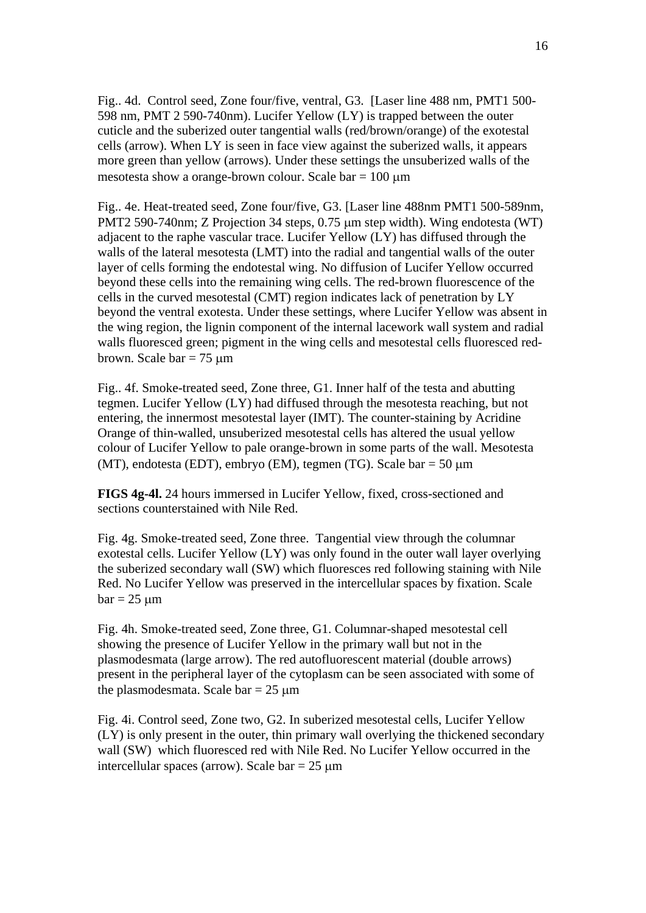Fig.. 4d. Control seed, Zone four/five, ventral, G3. [Laser line 488 nm, PMT1 500-598 nm, PMT 2 590-740nm). Lucifer Yellow (LY) is trapped between the outer cuticle and the suberized outer tangential walls (red/brown/orange) of the exotestal cells (arrow). When LY is seen in face view against the suberized walls, it appears more green than yellow (arrows). Under these settings the unsuberized walls of the mesotesta show a orange-brown colour. Scale bar = 100 μm

Fig.. 4e. Heat-treated seed, Zone four/five, G3. [Laser line 488nm PMT1 500-589nm, PMT2 590-740nm; Z Projection 34 steps, 0.75 μm step width). Wing endotesta (WT) adjacent to the raphe vascular trace. Lucifer Yellow (LY) has diffused through the walls of the lateral mesotesta (LMT) into the radial and tangential walls of the outer layer of cells forming the endotestal wing. No diffusion of Lucifer Yellow occurred beyond these cells into the remaining wing cells. The red-brown fluorescence of the cells in the curved mesotestal (CMT) region indicates lack of penetration by LY beyond the ventral exotesta. Under these settings, where Lucifer Yellow was absent in the wing region, the lignin component of the internal lacework wall system and radial walls fluoresced green; pigment in the wing cells and mesotestal cells fluoresced red-brown. Scale bar = 75 μm

Fig.. 4f. Smoke-treated seed, Zone three, G1. Inner half of the testa and abutting tegmen. Lucifer Yellow (LY) had diffused through the mesotesta reaching, but not entering, the innermost mesotestal layer (IMT). The counter-staining by Acridine Orange of thin-walled, unsuberized mesotestal cells has altered the usual yellow colour of Lucifer Yellow to pale orange-brown in some parts of the wall. Mesotesta (MT), endotesta (EDT), embryo (EM), tegmen (TG). Scale bar = 50 μm

**FIGS 4g-4l.** 24 hours immersed in Lucifer Yellow, fixed, cross-sectioned and sections counterstained with Nile Red.

Fig. 4g. Smoke-treated seed, Zone three. Tangential view through the columnar exotestal cells. Lucifer Yellow (LY) was only found in the outer wall layer overlying the suberized secondary wall (SW) which fluoresces red following staining with Nile Red. No Lucifer Yellow was preserved in the intercellular spaces by fixation. Scale bar = 25 μm

Fig. 4h. Smoke-treated seed, Zone three, G1. Columnar-shaped mesotestal cell showing the presence of Lucifer Yellow in the primary wall but not in the plasmodesmata (large arrow). The red autofluorescent material (double arrows) present in the peripheral layer of the cytoplasm can be seen associated with some of the plasmodesmata. Scale bar = 25 μm

Fig. 4i. Control seed, Zone two, G2. In suberized mesotestal cells, Lucifer Yellow (LY) is only present in the outer, thin primary wall overlying the thickened secondary wall (SW) which fluoresced red with Nile Red. No Lucifer Yellow occurred in the intercellular spaces (arrow). Scale bar = 25 μm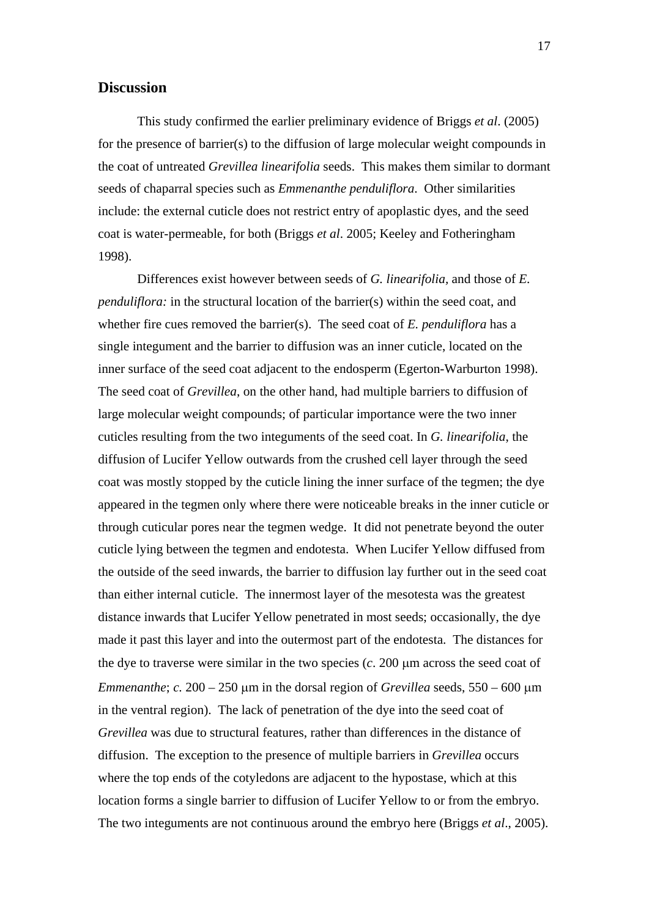## Discussion

This study confirmed the earlier preliminary evidence of Briggs *et al*. (2005) for the presence of barrier(s) to the diffusion of large molecular weight compounds in the coat of untreated *Grevillea linearifolia* seeds. This makes them similar to dormant seeds of chaparral species such as *Emmenanthe penduliflora*. Other similarities include: the external cuticle does not restrict entry of apoplastic dyes, and the seed coat is water-permeable, for both (Briggs *et al*. 2005; Keeley and Fotheringham 1998).

Differences exist however between seeds of *G. linearifolia,* and those of *E. penduliflora:* in the structural location of the barrier(s) within the seed coat, and whether fire cues removed the barrier(s). The seed coat of *E. penduliflora* has a single integument and the barrier to diffusion was an inner cuticle, located on the inner surface of the seed coat adjacent to the endosperm (Egerton-Warburton 1998). The seed coat of *Grevillea*, on the other hand, had multiple barriers to diffusion of large molecular weight compounds; of particular importance were the two inner cuticles resulting from the two integuments of the seed coat. In *G. linearifolia*, the diffusion of Lucifer Yellow outwards from the crushed cell layer through the seed coat was mostly stopped by the cuticle lining the inner surface of the tegmen; the dye appeared in the tegmen only where there were noticeable breaks in the inner cuticle or through cuticular pores near the tegmen wedge. It did not penetrate beyond the outer cuticle lying between the tegmen and endotesta. When Lucifer Yellow diffused from the outside of the seed inwards, the barrier to diffusion lay further out in the seed coat than either internal cuticle. The innermost layer of the mesotesta was the greatest distance inwards that Lucifer Yellow penetrated in most seeds; occasionally, the dye made it past this layer and into the outermost part of the endotesta. The distances for the dye to traverse were similar in the two species (*c*. 200 μm across the seed coat of *Emmenanthe*; *c.* 200 – 250 μm in the dorsal region of *Grevillea* seeds, 550 – 600 μm in the ventral region). The lack of penetration of the dye into the seed coat of *Grevillea* was due to structural features, rather than differences in the distance of diffusion. The exception to the presence of multiple barriers in *Grevillea* occurs where the top ends of the cotyledons are adjacent to the hypostase, which at this location forms a single barrier to diffusion of Lucifer Yellow to or from the embryo. The two integuments are not continuous around the embryo here (Briggs *et al*., 2005).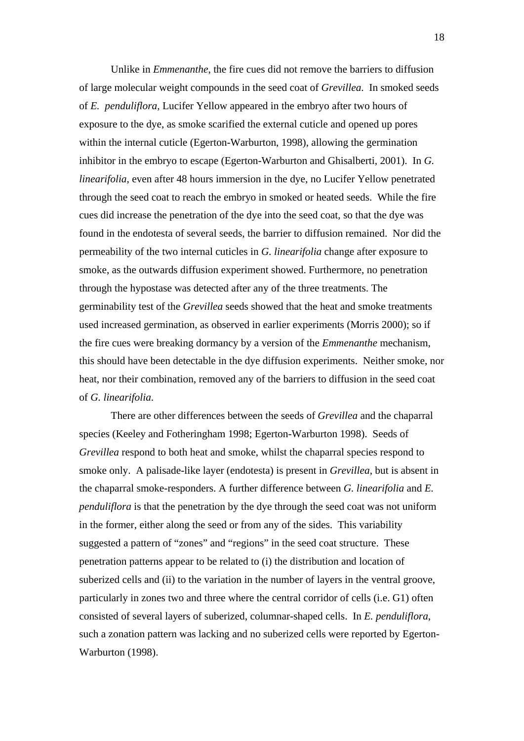Unlike in *Emmenanthe*, the fire cues did not remove the barriers to diffusion of large molecular weight compounds in the seed coat of *Grevillea*. In smoked seeds of *E. penduliflora*, Lucifer Yellow appeared in the embryo after two hours of exposure to the dye, as smoke scarified the external cuticle and opened up pores within the internal cuticle (Egerton-Warburton, 1998), allowing the germination inhibitor in the embryo to escape (Egerton-Warburton and Ghisalberti, 2001). In *G. linearifolia*, even after 48 hours immersion in the dye, no Lucifer Yellow penetrated through the seed coat to reach the embryo in smoked or heated seeds. While the fire cues did increase the penetration of the dye into the seed coat, so that the dye was found in the endotesta of several seeds, the barrier to diffusion remained. Nor did the permeability of the two internal cuticles in *G. linearifolia* change after exposure to smoke, as the outwards diffusion experiment showed. Furthermore, no penetration through the hypostase was detected after any of the three treatments. The germinability test of the *Grevillea* seeds showed that the heat and smoke treatments used increased germination, as observed in earlier experiments (Morris 2000); so if the fire cues were breaking dormancy by a version of the *Emmenanthe* mechanism, this should have been detectable in the dye diffusion experiments. Neither smoke, nor heat, nor their combination, removed any of the barriers to diffusion in the seed coat of *G. linearifolia*.

There are other differences between the seeds of *Grevillea* and the chaparral species (Keeley and Fotheringham 1998; Egerton-Warburton 1998). Seeds of *Grevillea* respond to both heat and smoke, whilst the chaparral species respond to smoke only. A palisade-like layer (endotesta) is present in *Grevillea*, but is absent in the chaparral smoke-responders. A further difference between *G. linearifolia* and *E. penduliflora* is that the penetration by the dye through the seed coat was not uniform in the former, either along the seed or from any of the sides. This variability suggested a pattern of “zones” and “regions” in the seed coat structure. These penetration patterns appear to be related to (i) the distribution and location of suberized cells and (ii) to the variation in the number of layers in the ventral groove, particularly in zones two and three where the central corridor of cells (i.e. G1) often consisted of several layers of suberized, columnar-shaped cells. In *E. penduliflora*, such a zonation pattern was lacking and no suberized cells were reported by Egerton-Warburton (1998).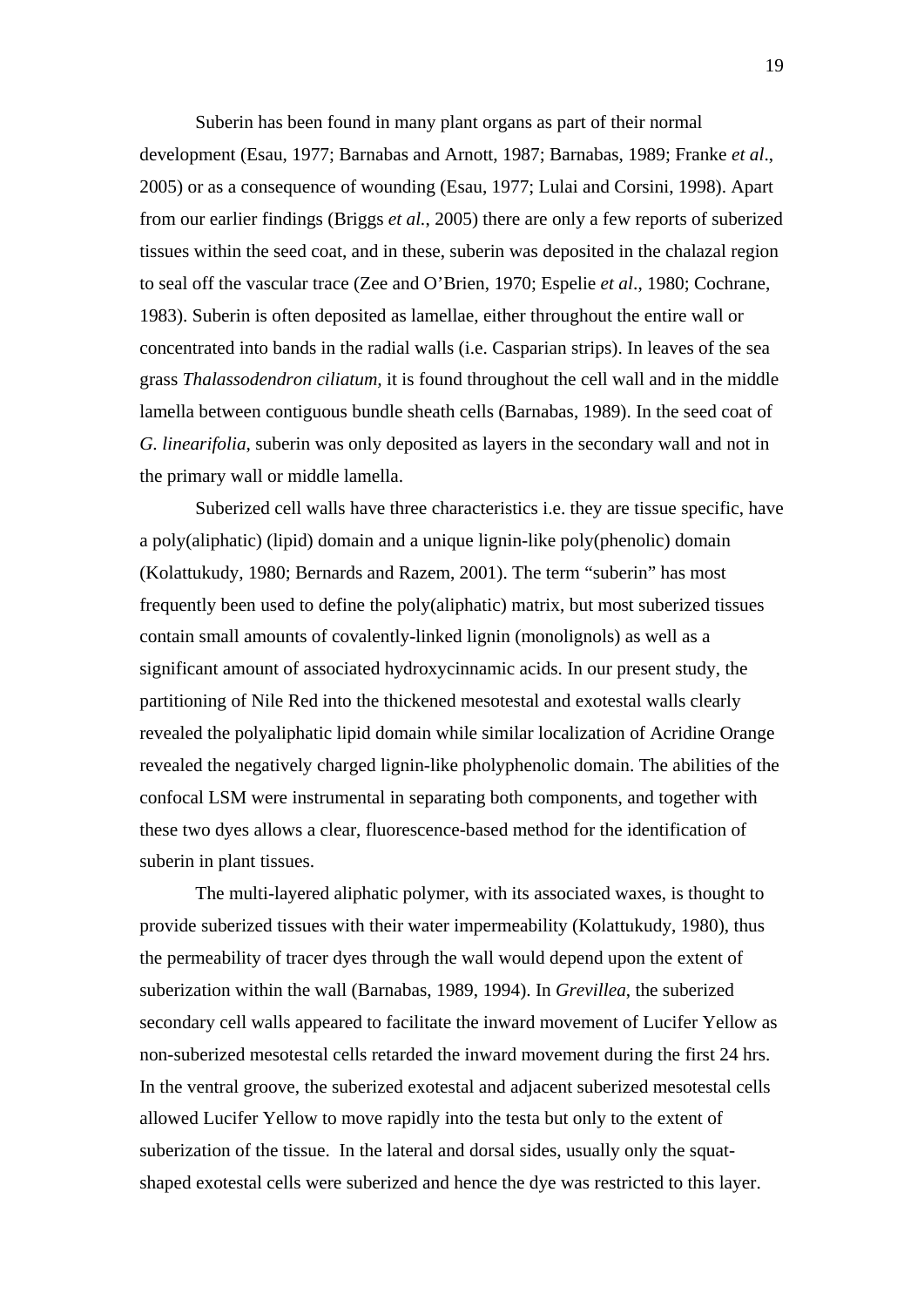Suberin has been found in many plant organs as part of their normal development (Esau, 1977; Barnabas and Arnott, 1987; Barnabas, 1989; Franke *et al*., 2005) or as a consequence of wounding (Esau, 1977; Lulai and Corsini, 1998). Apart from our earlier findings (Briggs *et al.*, 2005) there are only a few reports of suberized tissues within the seed coat, and in these, suberin was deposited in the chalazal region to seal off the vascular trace (Zee and O'Brien, 1970; Espelie *et al*., 1980; Cochrane, 1983). Suberin is often deposited as lamellae, either throughout the entire wall or concentrated into bands in the radial walls (i.e. Casparian strips). In leaves of the sea grass *Thalassodendron ciliatum*, it is found throughout the cell wall and in the middle lamella between contiguous bundle sheath cells (Barnabas, 1989). In the seed coat of *G. linearifolia*, suberin was only deposited as layers in the secondary wall and not in the primary wall or middle lamella.

Suberized cell walls have three characteristics i.e. they are tissue specific, have a poly(aliphatic) (lipid) domain and a unique lignin-like poly(phenolic) domain (Kolattukudy, 1980; Bernards and Razem, 2001). The term "suberin" has most frequently been used to define the poly(aliphatic) matrix, but most suberized tissues contain small amounts of covalently-linked lignin (monolignols) as well as a significant amount of associated hydroxycinnamic acids. In our present study, the partitioning of Nile Red into the thickened mesotestal and exotestal walls clearly revealed the polyaliphatic lipid domain while similar localization of Acridine Orange revealed the negatively charged lignin-like pholyphenolic domain. The abilities of the confocal LSM were instrumental in separating both components, and together with these two dyes allows a clear, fluorescence-based method for the identification of suberin in plant tissues.

The multi-layered aliphatic polymer, with its associated waxes, is thought to provide suberized tissues with their water impermeability (Kolattukudy, 1980), thus the permeability of tracer dyes through the wall would depend upon the extent of suberization within the wall (Barnabas, 1989, 1994). In *Grevillea*, the suberized secondary cell walls appeared to facilitate the inward movement of Lucifer Yellow as non-suberized mesotestal cells retarded the inward movement during the first 24 hrs. In the ventral groove, the suberized exotestal and adjacent suberized mesotestal cells allowed Lucifer Yellow to move rapidly into the testa but only to the extent of suberization of the tissue. In the lateral and dorsal sides, usually only the squat-shaped exotestal cells were suberized and hence the dye was restricted to this layer.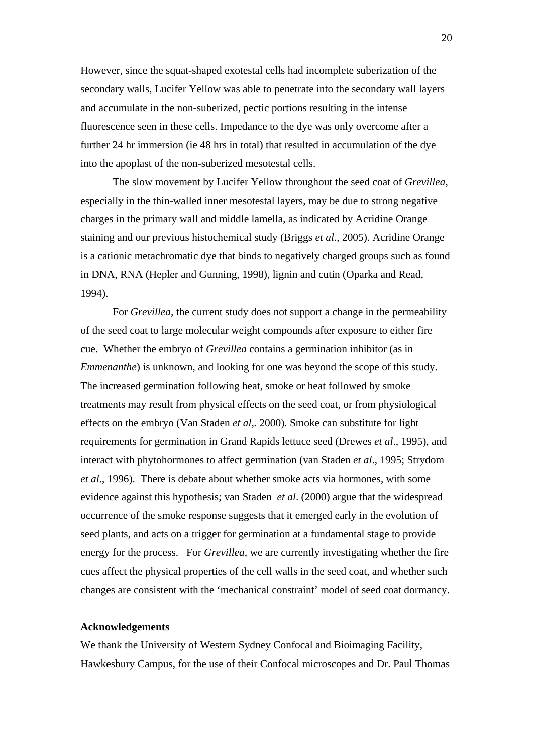However, since the squat-shaped exotestal cells had incomplete suberization of the secondary walls, Lucifer Yellow was able to penetrate into the secondary wall layers and accumulate in the non-suberized, pectic portions resulting in the intense fluorescence seen in these cells. Impedance to the dye was only overcome after a further 24 hr immersion (ie 48 hrs in total) that resulted in accumulation of the dye into the apoplast of the non-suberized mesotestal cells.

The slow movement by Lucifer Yellow throughout the seed coat of *Grevillea*, especially in the thin-walled inner mesotestal layers, may be due to strong negative charges in the primary wall and middle lamella, as indicated by Acridine Orange staining and our previous histochemical study (Briggs *et al*., 2005). Acridine Orange is a cationic metachromatic dye that binds to negatively charged groups such as found in DNA, RNA (Hepler and Gunning, 1998), lignin and cutin (Oparka and Read, 1994).

For *Grevillea*, the current study does not support a change in the permeability of the seed coat to large molecular weight compounds after exposure to either fire cue. Whether the embryo of *Grevillea* contains a germination inhibitor (as in *Emmenanthe*) is unknown, and looking for one was beyond the scope of this study. The increased germination following heat, smoke or heat followed by smoke treatments may result from physical effects on the seed coat, or from physiological effects on the embryo (Van Staden *et al*,. 2000). Smoke can substitute for light requirements for germination in Grand Rapids lettuce seed (Drewes *et al*., 1995), and interact with phytohormones to affect germination (van Staden *et al*., 1995; Strydom *et al*., 1996). There is debate about whether smoke acts via hormones, with some evidence against this hypothesis; van Staden *et al*. (2000) argue that the widespread occurrence of the smoke response suggests that it emerged early in the evolution of seed plants, and acts on a trigger for germination at a fundamental stage to provide energy for the process. For *Grevillea*, we are currently investigating whether the fire cues affect the physical properties of the cell walls in the seed coat, and whether such changes are consistent with the 'mechanical constraint' model of seed coat dormancy.

## Acknowledgements

We thank the University of Western Sydney Confocal and Bioimaging Facility, Hawkesbury Campus, for the use of their Confocal microscopes and Dr. Paul Thomas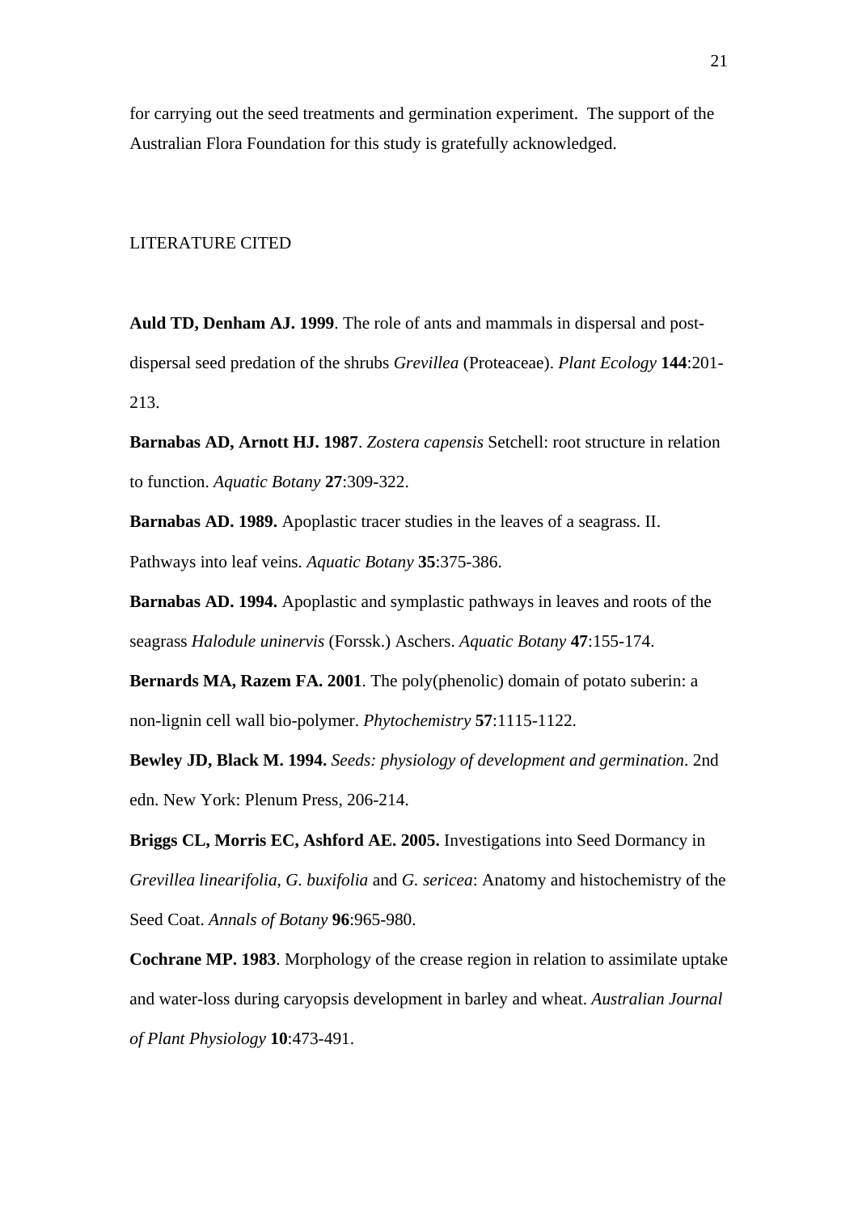for carrying out the seed treatments and germination experiment. The support of the Australian Flora Foundation for this study is gratefully acknowledged.

## LITERATURE CITED

**Auld TD, Denham AJ. 1999**. The role of ants and mammals in dispersal and post-dispersal seed predation of the shrubs *Grevillea* (Proteaceae). *Plant Ecology* **144**:201-213.

**Barnabas AD, Arnott HJ. 1987**. *Zostera capensis* Setchell: root structure in relation to function. *Aquatic Botany* **27**:309-322.

**Barnabas AD. 1989.** Apoplastic tracer studies in the leaves of a seagrass. II. Pathways into leaf veins. *Aquatic Botany* **35**:375-386.

**Barnabas AD. 1994.** Apoplastic and symplastic pathways in leaves and roots of the seagrass *Halodule uninervis* (Forssk.) Aschers. *Aquatic Botany* **47**:155-174.

**Bernards MA, Razem FA. 2001**. The poly(phenolic) domain of potato suberin: a non-lignin cell wall bio-polymer. *Phytochemistry* **57**:1115-1122.

**Bewley JD, Black M. 1994.** *Seeds: physiology of development and germination*. 2nd edn. New York: Plenum Press, 206-214.

**Briggs CL, Morris EC, Ashford AE. 2005.** Investigations into Seed Dormancy in *Grevillea linearifolia*, *G. buxifolia* and *G. sericea*: Anatomy and histochemistry of the Seed Coat. *Annals of Botany* **96**:965-980.

**Cochrane MP. 1983**. Morphology of the crease region in relation to assimilate uptake and water-loss during caryopsis development in barley and wheat. *Australian Journal of Plant Physiology* **10**:473-491.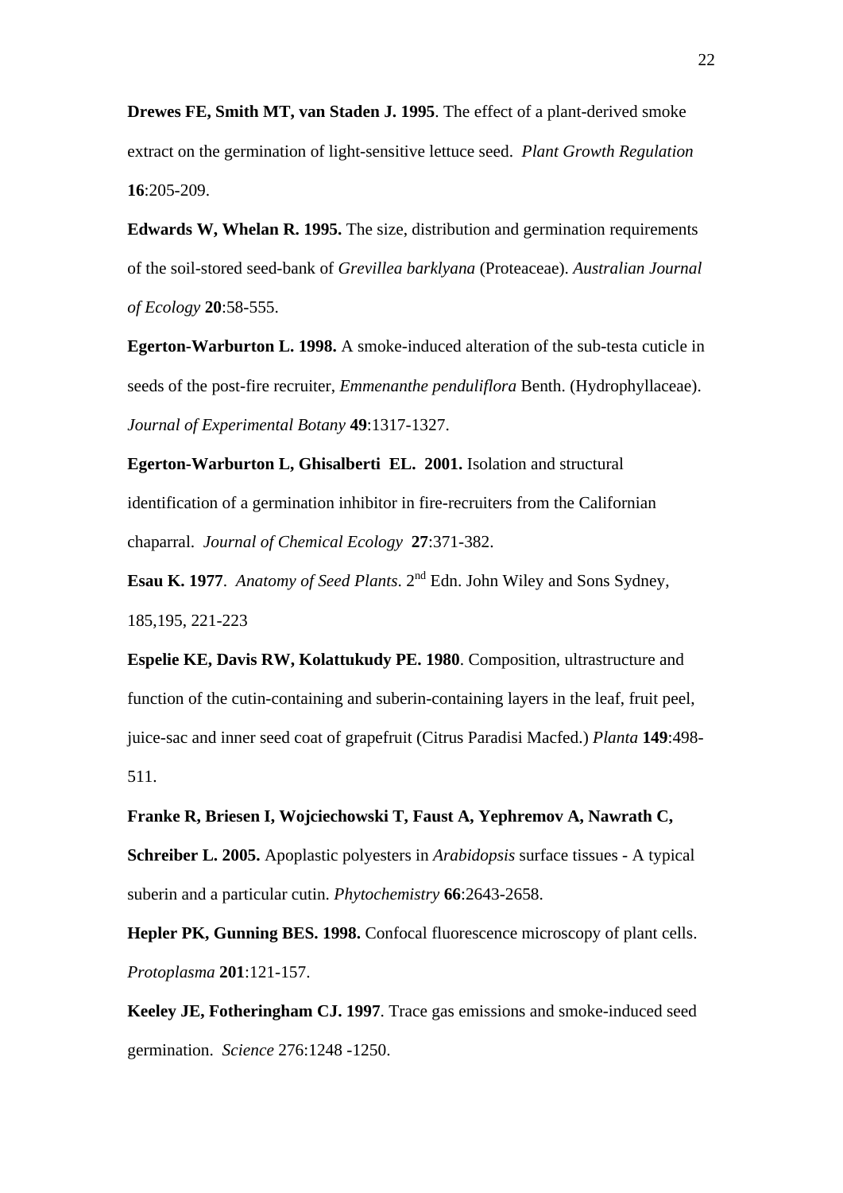**Drewes FE, Smith MT, van Staden J. 1995**. The effect of a plant-derived smoke extract on the germination of light-sensitive lettuce seed. *Plant Growth Regulation* **16**:205-209.

**Edwards W, Whelan R. 1995.** The size, distribution and germination requirements of the soil-stored seed-bank of *Grevillea barklyana* (Proteaceae). *Australian Journal of Ecology* **20**:58-555.

**Egerton-Warburton L. 1998.** A smoke-induced alteration of the sub-testa cuticle in seeds of the post-fire recruiter, *Emmenanthe penduliflora* Benth. (Hydrophyllaceae). *Journal of Experimental Botany* **49**:1317-1327.

**Egerton-Warburton L, Ghisalberti EL. 2001.** Isolation and structural identification of a germination inhibitor in fire-recruiters from the Californian chaparral. *Journal of Chemical Ecology* **27**:371-382.

**Esau K. 1977**. *Anatomy of Seed Plants*. 2nd Edn. John Wiley and Sons Sydney, 185,195, 221-223

**Espelie KE, Davis RW, Kolattukudy PE. 1980**. Composition, ultrastructure and function of the cutin-containing and suberin-containing layers in the leaf, fruit peel, juice-sac and inner seed coat of grapefruit (Citrus Paradisi Macfed.) *Planta* **149**:498-511.

**Franke R, Briesen I, Wojciechowski T, Faust A, Yephremov A, Nawrath C, Schreiber L. 2005.** Apoplastic polyesters in *Arabidopsis* surface tissues - A typical suberin and a particular cutin. *Phytochemistry* **66**:2643-2658.

**Hepler PK, Gunning BES. 1998.** Confocal fluorescence microscopy of plant cells. *Protoplasma* **201**:121-157.

**Keeley JE, Fotheringham CJ. 1997**. Trace gas emissions and smoke-induced seed germination. *Science* 276:1248 -1250.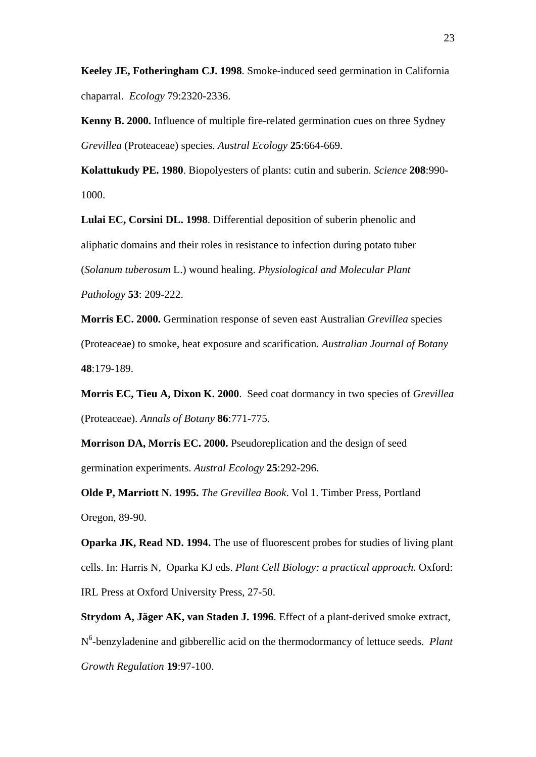**Keeley JE, Fotheringham CJ. 1998**. Smoke-induced seed germination in California chaparral. *Ecology* 79:2320-2336.

**Kenny B. 2000.** Influence of multiple fire-related germination cues on three Sydney *Grevillea* (Proteaceae) species. *Austral Ecology* **25**:664-669.

**Kolattukudy PE. 1980**. Biopolyesters of plants: cutin and suberin. *Science* **208**:990-1000.

**Lulai EC, Corsini DL. 1998**. Differential deposition of suberin phenolic and aliphatic domains and their roles in resistance to infection during potato tuber (*Solanum tuberosum* L.) wound healing. *Physiological and Molecular Plant Pathology* **53**: 209-222.

**Morris EC. 2000.** Germination response of seven east Australian *Grevillea* species (Proteaceae) to smoke, heat exposure and scarification. *Australian Journal of Botany* **48**:179-189.

**Morris EC, Tieu A, Dixon K. 2000**. Seed coat dormancy in two species of *Grevillea* (Proteaceae). *Annals of Botany* **86**:771-775.

**Morrison DA, Morris EC. 2000.** Pseudoreplication and the design of seed germination experiments. *Austral Ecology* **25**:292-296.

**Olde P, Marriott N. 1995.** *The Grevillea Book*. Vol 1. Timber Press, Portland Oregon, 89-90.

**Oparka JK, Read ND. 1994.** The use of fluorescent probes for studies of living plant cells. In: Harris N, Oparka KJ eds. *Plant Cell Biology: a practical approach*. Oxford: IRL Press at Oxford University Press, 27-50.

**Strydom A, Jäger AK, van Staden J. 1996**. Effect of a plant-derived smoke extract, $N^6$-benzyladenine and gibberellic acid on the thermodormancy of lettuce seeds. *Plant Growth Regulation* **19**:97-100.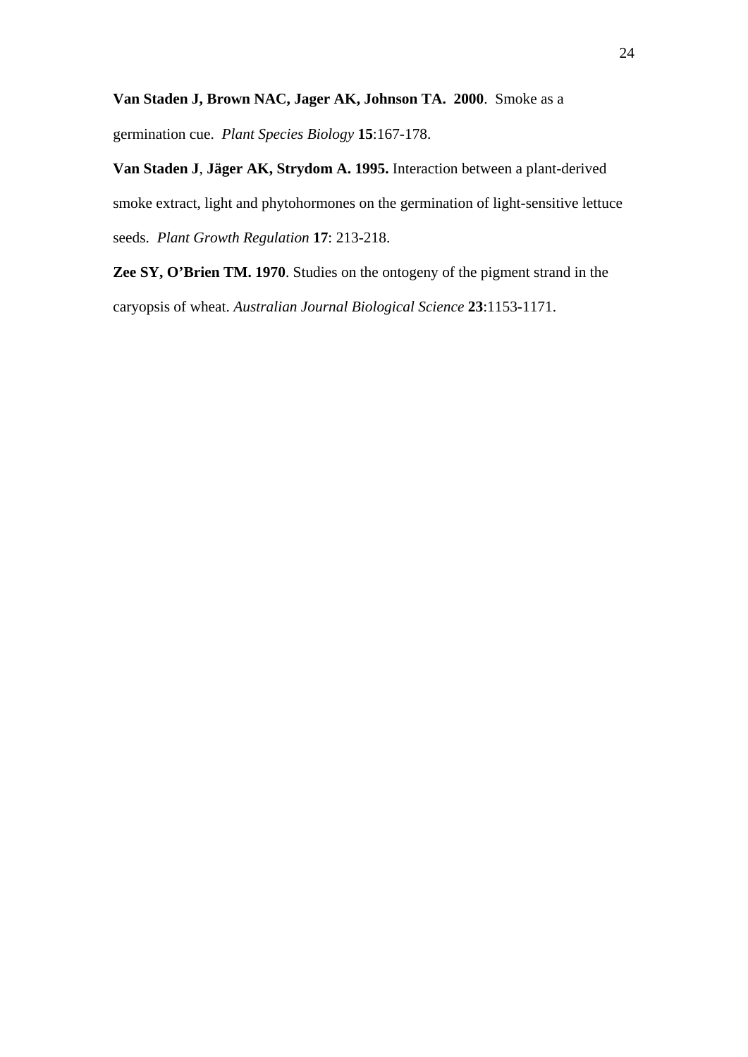**Van Staden J, Brown NAC, Jager AK, Johnson TA. 2000**. Smoke as a germination cue. *Plant Species Biology* **15**:167-178.

**Van Staden J**, **Jäger AK, Strydom A. 1995.** Interaction between a plant-derived smoke extract, light and phytohormones on the germination of light-sensitive lettuce seeds. *Plant Growth Regulation* **17**: 213-218.

**Zee SY, O'Brien TM. 1970**. Studies on the ontogeny of the pigment strand in the caryopsis of wheat. *Australian Journal Biological Science* **23**:1153-1171.